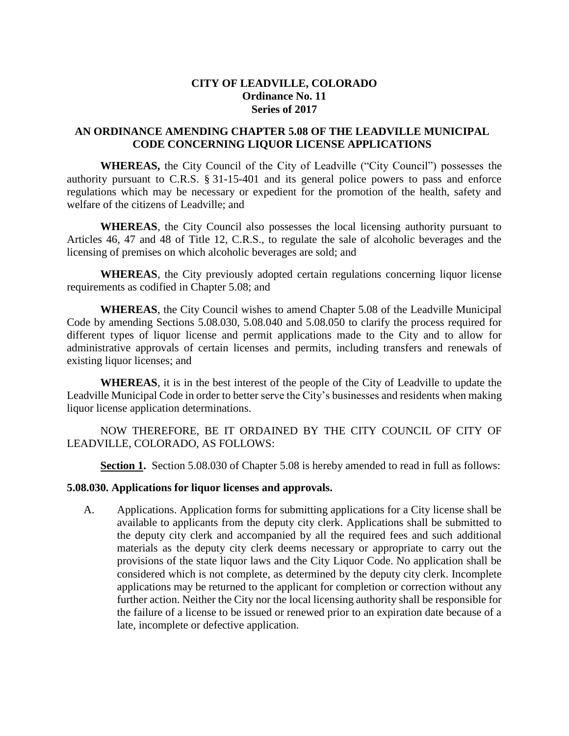# CITY OF LEADVILLE, COLORADO
## Ordinance No. 11
## Series of 2017

## AN ORDINANCE AMENDING CHAPTER 5.08 OF THE LEADVILLE MUNICIPAL CODE CONCERNING LIQUOR LICENSE APPLICATIONS

**WHEREAS,** the City Council of the City of Leadville ("City Council") possesses the authority pursuant to C.R.S. § 31-15-401 and its general police powers to pass and enforce regulations which may be necessary or expedient for the promotion of the health, safety and welfare of the citizens of Leadville; and

**WHEREAS**, the City Council also possesses the local licensing authority pursuant to Articles 46, 47 and 48 of Title 12, C.R.S., to regulate the sale of alcoholic beverages and the licensing of premises on which alcoholic beverages are sold; and

**WHEREAS**, the City previously adopted certain regulations concerning liquor license requirements as codified in Chapter 5.08; and

**WHEREAS**, the City Council wishes to amend Chapter 5.08 of the Leadville Municipal Code by amending Sections 5.08.030, 5.08.040 and 5.08.050 to clarify the process required for different types of liquor license and permit applications made to the City and to allow for administrative approvals of certain licenses and permits, including transfers and renewals of existing liquor licenses; and

**WHEREAS**, it is in the best interest of the people of the City of Leadville to update the Leadville Municipal Code in order to better serve the City's businesses and residents when making liquor license application determinations.

NOW THEREFORE, BE IT ORDAINED BY THE CITY COUNCIL OF CITY OF LEADVILLE, COLORADO, AS FOLLOWS:

**Section 1.** Section 5.08.030 of Chapter 5.08 is hereby amended to read in full as follows:

**5.08.030. Applications for liquor licenses and approvals.**

A. Applications. Application forms for submitting applications for a City license shall be available to applicants from the deputy city clerk. Applications shall be submitted to the deputy city clerk and accompanied by all the required fees and such additional materials as the deputy city clerk deems necessary or appropriate to carry out the provisions of the state liquor laws and the City Liquor Code. No application shall be considered which is not complete, as determined by the deputy city clerk. Incomplete applications may be returned to the applicant for completion or correction without any further action. Neither the City nor the local licensing authority shall be responsible for the failure of a license to be issued or renewed prior to an expiration date because of a late, incomplete or defective application.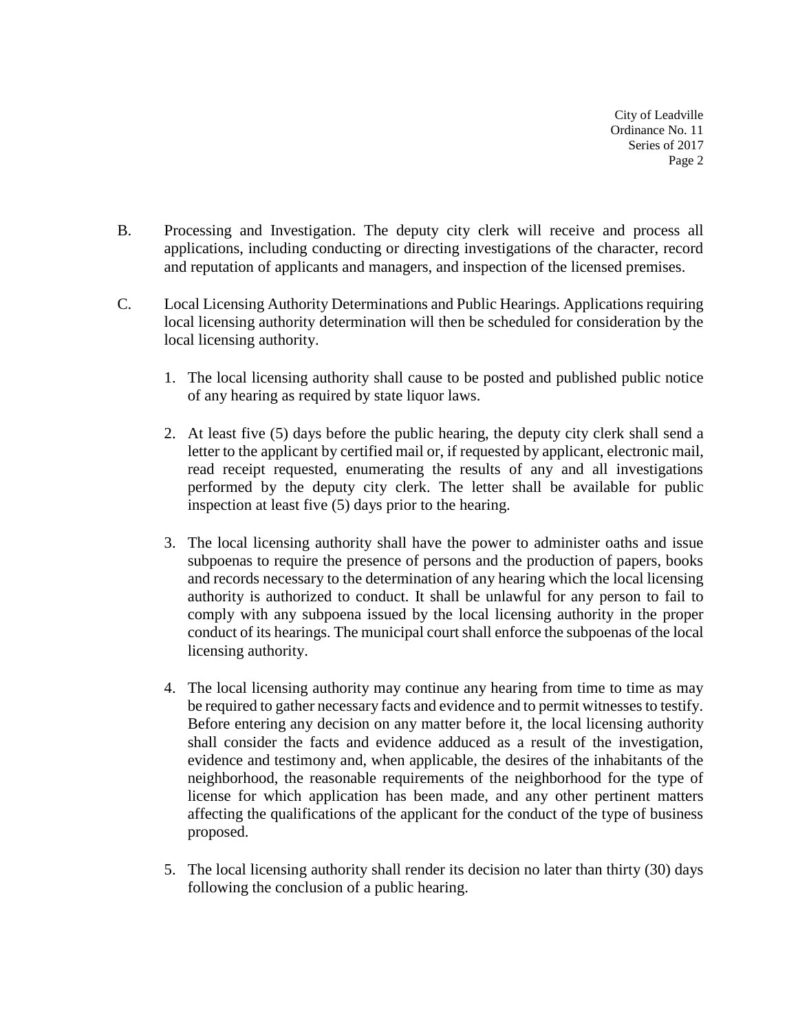B. Processing and Investigation. The deputy city clerk will receive and process all applications, including conducting or directing investigations of the character, record and reputation of applicants and managers, and inspection of the licensed premises.

C. Local Licensing Authority Determinations and Public Hearings. Applications requiring local licensing authority determination will then be scheduled for consideration by the local licensing authority.

1. The local licensing authority shall cause to be posted and published public notice of any hearing as required by state liquor laws.

2. At least five (5) days before the public hearing, the deputy city clerk shall send a letter to the applicant by certified mail or, if requested by applicant, electronic mail, read receipt requested, enumerating the results of any and all investigations performed by the deputy city clerk. The letter shall be available for public inspection at least five (5) days prior to the hearing.

3. The local licensing authority shall have the power to administer oaths and issue subpoenas to require the presence of persons and the production of papers, books and records necessary to the determination of any hearing which the local licensing authority is authorized to conduct. It shall be unlawful for any person to fail to comply with any subpoena issued by the local licensing authority in the proper conduct of its hearings. The municipal court shall enforce the subpoenas of the local licensing authority.

4. The local licensing authority may continue any hearing from time to time as may be required to gather necessary facts and evidence and to permit witnesses to testify. Before entering any decision on any matter before it, the local licensing authority shall consider the facts and evidence adduced as a result of the investigation, evidence and testimony and, when applicable, the desires of the inhabitants of the neighborhood, the reasonable requirements of the neighborhood for the type of license for which application has been made, and any other pertinent matters affecting the qualifications of the applicant for the conduct of the type of business proposed.

5. The local licensing authority shall render its decision no later than thirty (30) days following the conclusion of a public hearing.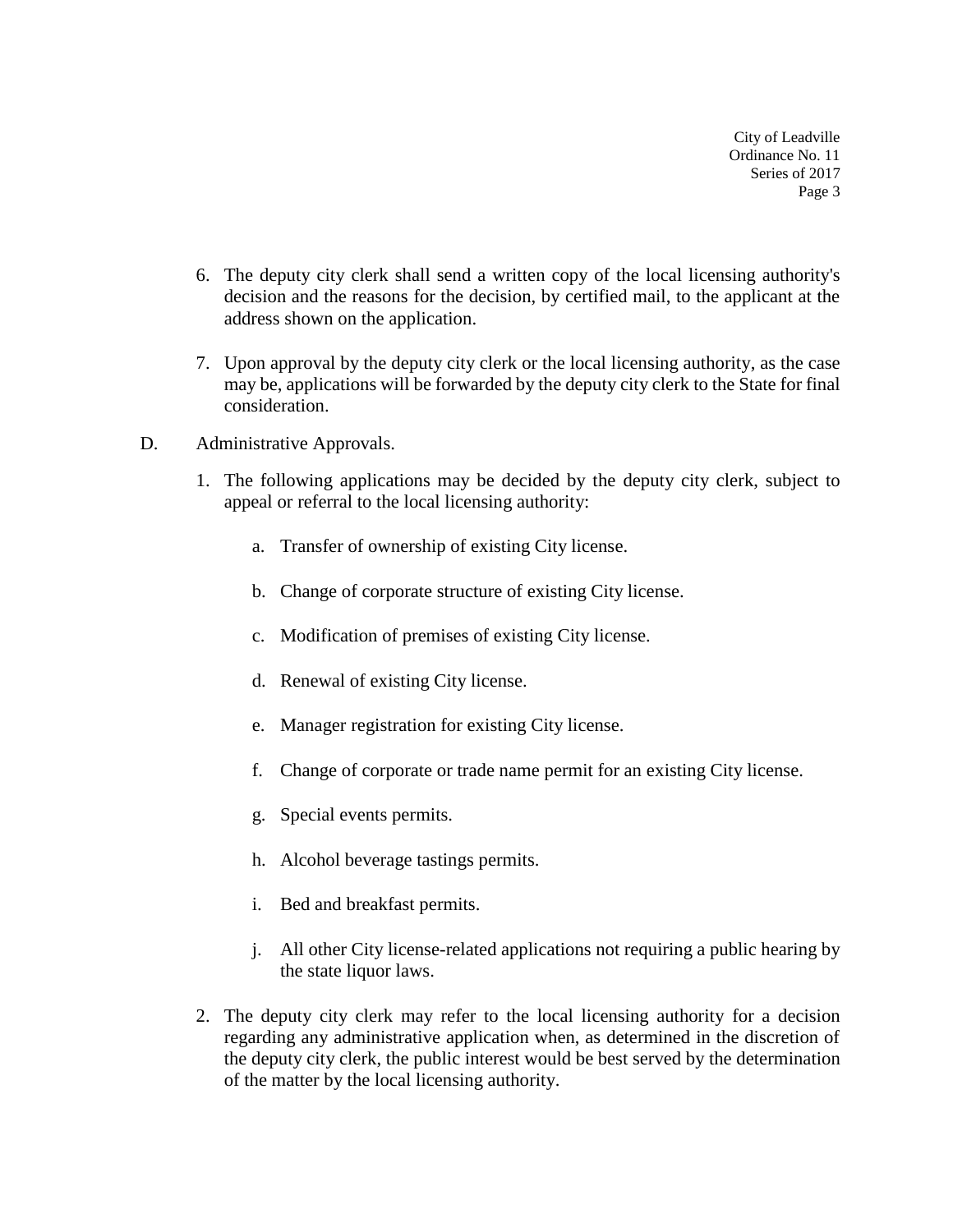6. The deputy city clerk shall send a written copy of the local licensing authority's decision and the reasons for the decision, by certified mail, to the applicant at the address shown on the application.

7. Upon approval by the deputy city clerk or the local licensing authority, as the case may be, applications will be forwarded by the deputy city clerk to the State for final consideration.

D. Administrative Approvals.

1. The following applications may be decided by the deputy city clerk, subject to appeal or referral to the local licensing authority:

   a. Transfer of ownership of existing City license.

   b. Change of corporate structure of existing City license.

   c. Modification of premises of existing City license.

   d. Renewal of existing City license.

   e. Manager registration for existing City license.

   f. Change of corporate or trade name permit for an existing City license.

   g. Special events permits.

   h. Alcohol beverage tastings permits.

   i. Bed and breakfast permits.

   j. All other City license-related applications not requiring a public hearing by the state liquor laws.

2. The deputy city clerk may refer to the local licensing authority for a decision regarding any administrative application when, as determined in the discretion of the deputy city clerk, the public interest would be best served by the determination of the matter by the local licensing authority.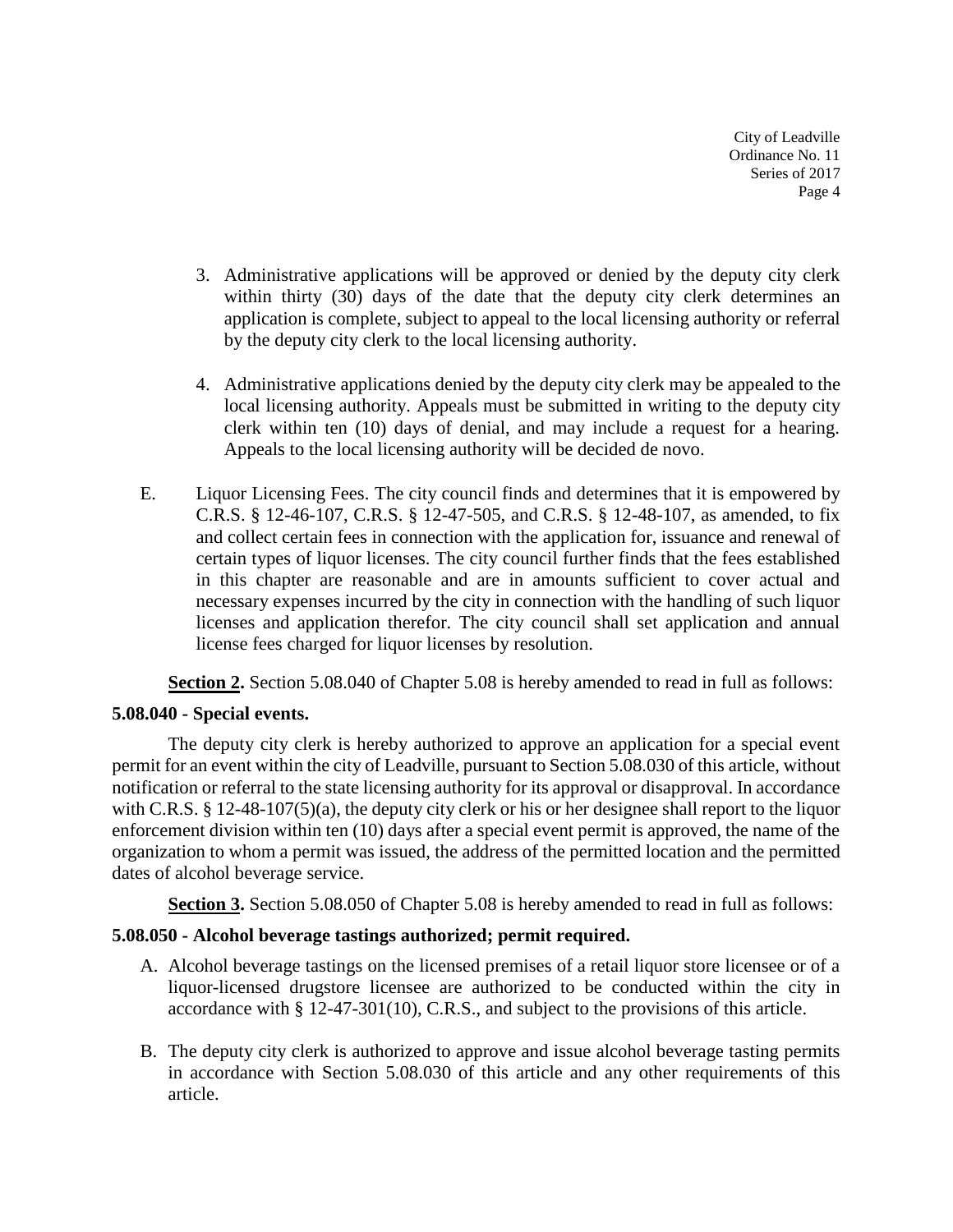3. Administrative applications will be approved or denied by the deputy city clerk within thirty (30) days of the date that the deputy city clerk determines an application is complete, subject to appeal to the local licensing authority or referral by the deputy city clerk to the local licensing authority.

4. Administrative applications denied by the deputy city clerk may be appealed to the local licensing authority. Appeals must be submitted in writing to the deputy city clerk within ten (10) days of denial, and may include a request for a hearing. Appeals to the local licensing authority will be decided de novo.

E. Liquor Licensing Fees. The city council finds and determines that it is empowered by C.R.S. § 12-46-107, C.R.S. § 12-47-505, and C.R.S. § 12-48-107, as amended, to fix and collect certain fees in connection with the application for, issuance and renewal of certain types of liquor licenses. The city council further finds that the fees established in this chapter are reasonable and are in amounts sufficient to cover actual and necessary expenses incurred by the city in connection with the handling of such liquor licenses and application therefor. The city council shall set application and annual license fees charged for liquor licenses by resolution.

**Section 2.** Section 5.08.040 of Chapter 5.08 is hereby amended to read in full as follows:

**5.08.040 - Special events.**

The deputy city clerk is hereby authorized to approve an application for a special event permit for an event within the city of Leadville, pursuant to Section 5.08.030 of this article, without notification or referral to the state licensing authority for its approval or disapproval. In accordance with C.R.S. § 12-48-107(5)(a), the deputy city clerk or his or her designee shall report to the liquor enforcement division within ten (10) days after a special event permit is approved, the name of the organization to whom a permit was issued, the address of the permitted location and the permitted dates of alcohol beverage service.

**Section 3.** Section 5.08.050 of Chapter 5.08 is hereby amended to read in full as follows:

**5.08.050 - Alcohol beverage tastings authorized; permit required.**

A. Alcohol beverage tastings on the licensed premises of a retail liquor store licensee or of a liquor-licensed drugstore licensee are authorized to be conducted within the city in accordance with § 12-47-301(10), C.R.S., and subject to the provisions of this article.

B. The deputy city clerk is authorized to approve and issue alcohol beverage tasting permits in accordance with Section 5.08.030 of this article and any other requirements of this article.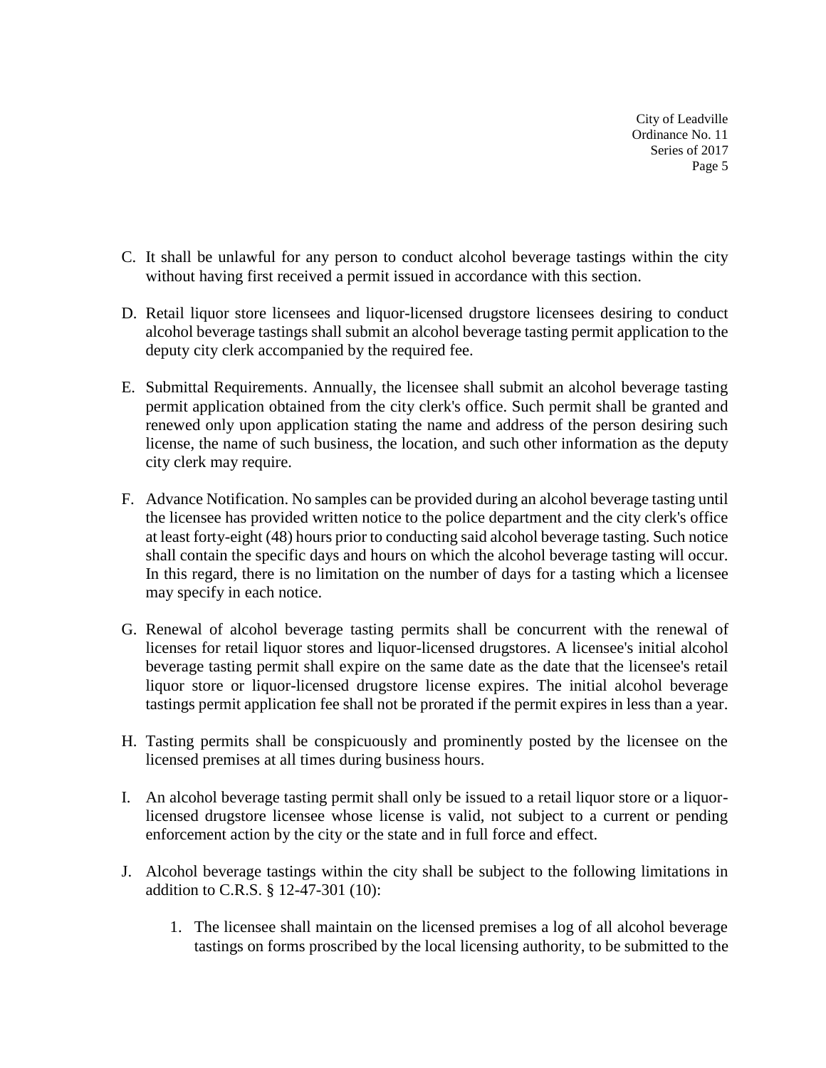C. It shall be unlawful for any person to conduct alcohol beverage tastings within the city without having first received a permit issued in accordance with this section.

D. Retail liquor store licensees and liquor-licensed drugstore licensees desiring to conduct alcohol beverage tastings shall submit an alcohol beverage tasting permit application to the deputy city clerk accompanied by the required fee.

E. Submittal Requirements. Annually, the licensee shall submit an alcohol beverage tasting permit application obtained from the city clerk's office. Such permit shall be granted and renewed only upon application stating the name and address of the person desiring such license, the name of such business, the location, and such other information as the deputy city clerk may require.

F. Advance Notification. No samples can be provided during an alcohol beverage tasting until the licensee has provided written notice to the police department and the city clerk's office at least forty-eight (48) hours prior to conducting said alcohol beverage tasting. Such notice shall contain the specific days and hours on which the alcohol beverage tasting will occur. In this regard, there is no limitation on the number of days for a tasting which a licensee may specify in each notice.

G. Renewal of alcohol beverage tasting permits shall be concurrent with the renewal of licenses for retail liquor stores and liquor-licensed drugstores. A licensee's initial alcohol beverage tasting permit shall expire on the same date as the date that the licensee's retail liquor store or liquor-licensed drugstore license expires. The initial alcohol beverage tastings permit application fee shall not be prorated if the permit expires in less than a year.

H. Tasting permits shall be conspicuously and prominently posted by the licensee on the licensed premises at all times during business hours.

I. An alcohol beverage tasting permit shall only be issued to a retail liquor store or a liquor-licensed drugstore licensee whose license is valid, not subject to a current or pending enforcement action by the city or the state and in full force and effect.

J. Alcohol beverage tastings within the city shall be subject to the following limitations in addition to C.R.S. § 12-47-301 (10):

   1. The licensee shall maintain on the licensed premises a log of all alcohol beverage tastings on forms proscribed by the local licensing authority, to be submitted to the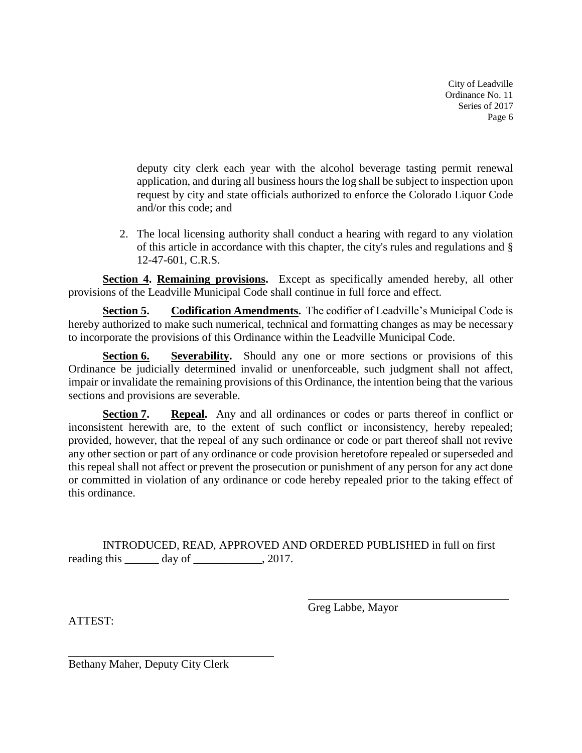deputy city clerk each year with the alcohol beverage tasting permit renewal application, and during all business hours the log shall be subject to inspection upon request by city and state officials authorized to enforce the Colorado Liquor Code and/or this code; and

2. The local licensing authority shall conduct a hearing with regard to any violation of this article in accordance with this chapter, the city's rules and regulations and § 12-47-601, C.R.S.

**Section 4. Remaining provisions.** Except as specifically amended hereby, all other provisions of the Leadville Municipal Code shall continue in full force and effect.

**Section 5. Codification Amendments.** The codifier of Leadville's Municipal Code is hereby authorized to make such numerical, technical and formatting changes as may be necessary to incorporate the provisions of this Ordinance within the Leadville Municipal Code.

**Section 6. Severability.** Should any one or more sections or provisions of this Ordinance be judicially determined invalid or unenforceable, such judgment shall not affect, impair or invalidate the remaining provisions of this Ordinance, the intention being that the various sections and provisions are severable.

**Section 7. Repeal.** Any and all ordinances or codes or parts thereof in conflict or inconsistent herewith are, to the extent of such conflict or inconsistency, hereby repealed; provided, however, that the repeal of any such ordinance or code or part thereof shall not revive any other section or part of any ordinance or code provision heretofore repealed or superseded and this repeal shall not affect or prevent the prosecution or punishment of any person for any act done or committed in violation of any ordinance or code hereby repealed prior to the taking effect of this ordinance.

INTRODUCED, READ, APPROVED AND ORDERED PUBLISHED in full on first reading this ______ day of ____________, 2017.

______________________________
Greg Labbe, Mayor

ATTEST:

______________________________
Bethany Maher, Deputy City Clerk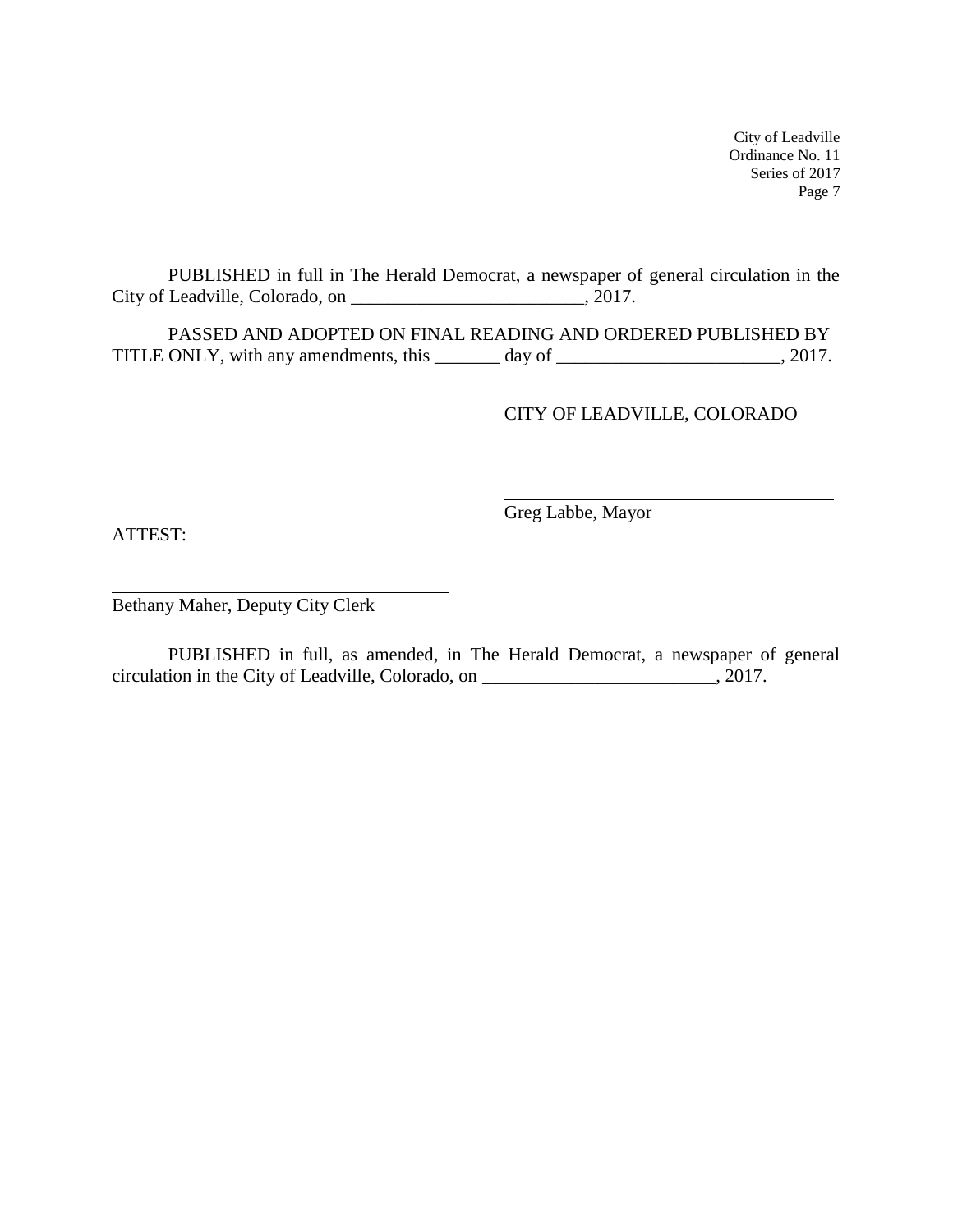PUBLISHED in full in The Herald Democrat, a newspaper of general circulation in the City of Leadville, Colorado, on _________________________, 2017.

PASSED AND ADOPTED ON FINAL READING AND ORDERED PUBLISHED BY TITLE ONLY, with any amendments, this _______ day of ________________________, 2017.

CITY OF LEADVILLE, COLORADO

______________________________________
Greg Labbe, Mayor

ATTEST:

______________________________________
Bethany Maher, Deputy City Clerk

PUBLISHED in full, as amended, in The Herald Democrat, a newspaper of general circulation in the City of Leadville, Colorado, on _________________________, 2017.